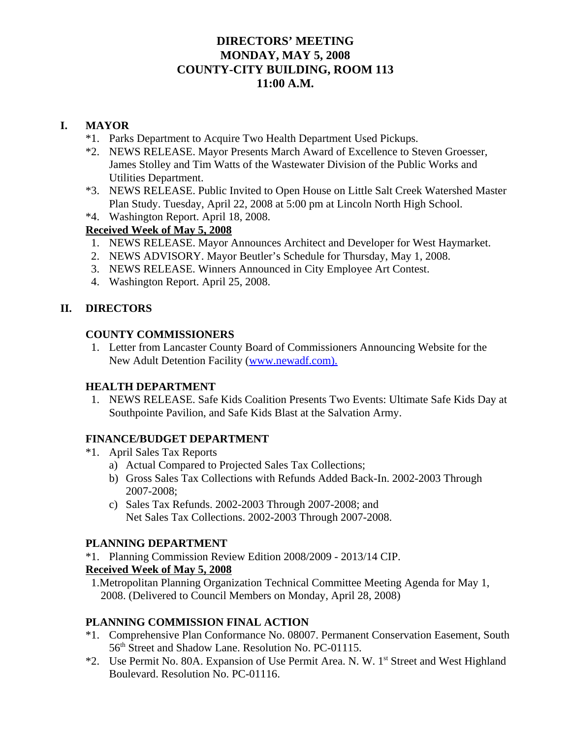# DIRECTORS' MEETING
# MONDAY, MAY 5, 2008
# COUNTY-CITY BUILDING, ROOM 113
# 11:00 A.M.

## I. MAYOR

*1. Parks Department to Acquire Two Health Department Used Pickups.

*2. NEWS RELEASE. Mayor Presents March Award of Excellence to Steven Groesser, James Stolley and Tim Watts of the Wastewater Division of the Public Works and Utilities Department.

*3. NEWS RELEASE. Public Invited to Open House on Little Salt Creek Watershed Master Plan Study. Tuesday, April 22, 2008 at 5:00 pm at Lincoln North High School.

*4. Washington Report. April 18, 2008.

**<u>Received Week of May 5, 2008</u>**

1. NEWS RELEASE. Mayor Announces Architect and Developer for West Haymarket.
2. NEWS ADVISORY. Mayor Beutler's Schedule for Thursday, May 1, 2008.
3. NEWS RELEASE. Winners Announced in City Employee Art Contest.
4. Washington Report. April 25, 2008.

## II. DIRECTORS

### COUNTY COMMISSIONERS

1. Letter from Lancaster County Board of Commissioners Announcing Website for the New Adult Detention Facility (www.newadf.com).

### HEALTH DEPARTMENT

1. NEWS RELEASE. Safe Kids Coalition Presents Two Events: Ultimate Safe Kids Day at Southpointe Pavilion, and Safe Kids Blast at the Salvation Army.

### FINANCE/BUDGET DEPARTMENT

*1. April Sales Tax Reports
   a) Actual Compared to Projected Sales Tax Collections;
   b) Gross Sales Tax Collections with Refunds Added Back-In. 2002-2003 Through 2007-2008;
   c) Sales Tax Refunds. 2002-2003 Through 2007-2008; and
      Net Sales Tax Collections. 2002-2003 Through 2007-2008.

### PLANNING DEPARTMENT

*1. Planning Commission Review Edition 2008/2009 - 2013/14 CIP.

**<u>Received Week of May 5, 2008</u>**

1. Metropolitan Planning Organization Technical Committee Meeting Agenda for May 1, 2008. (Delivered to Council Members on Monday, April 28, 2008)

### PLANNING COMMISSION FINAL ACTION

*1. Comprehensive Plan Conformance No. 08007. Permanent Conservation Easement, South 56th Street and Shadow Lane. Resolution No. PC-01115.

*2. Use Permit No. 80A. Expansion of Use Permit Area. N. W. 1st Street and West Highland Boulevard. Resolution No. PC-01116.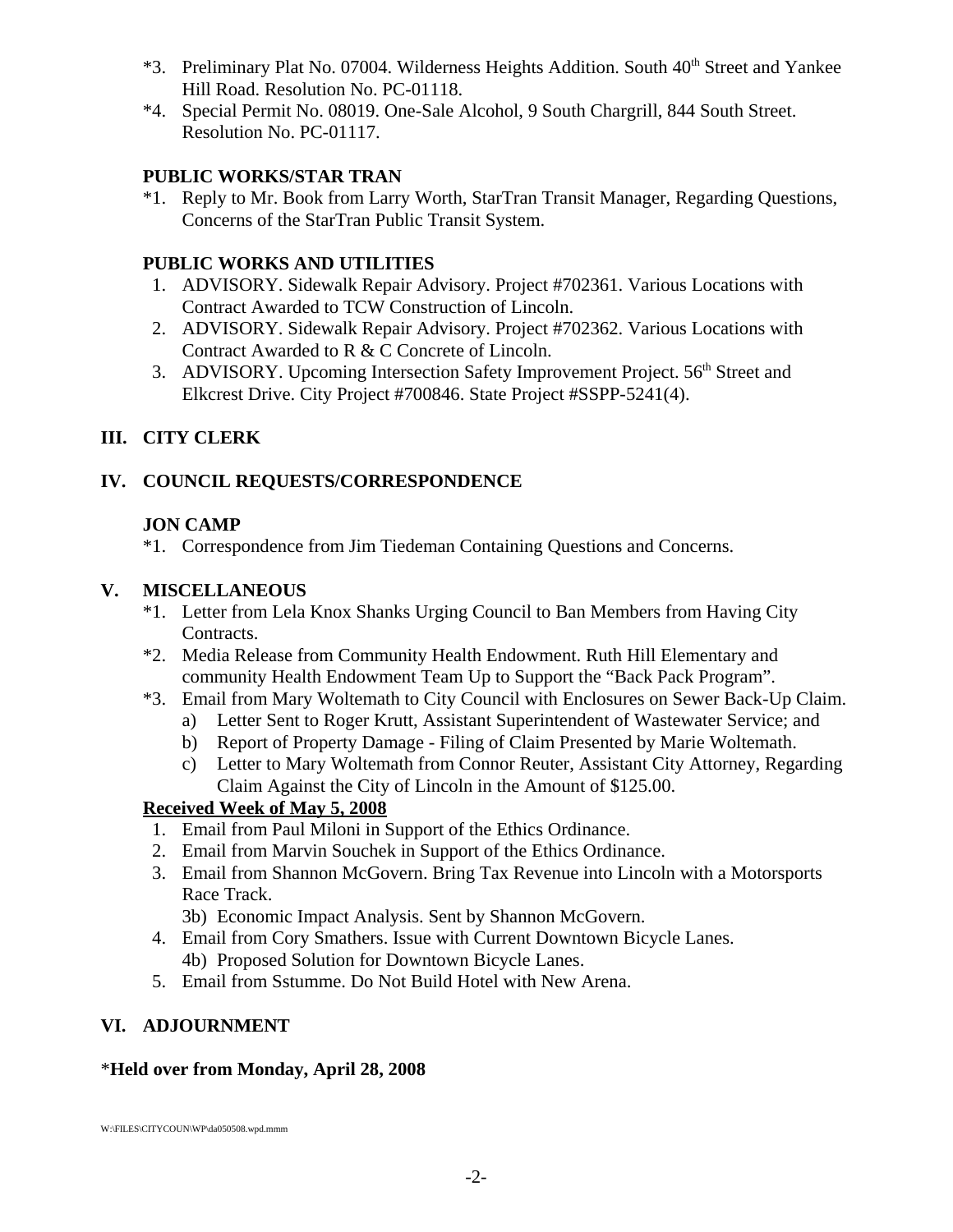*3. Preliminary Plat No. 07004. Wilderness Heights Addition. South 40th Street and Yankee Hill Road. Resolution No. PC-01118.

*4. Special Permit No. 08019. One-Sale Alcohol, 9 South Chargrill, 844 South Street. Resolution No. PC-01117.

**PUBLIC WORKS/STAR TRAN**

*1. Reply to Mr. Book from Larry Worth, StarTran Transit Manager, Regarding Questions, Concerns of the StarTran Public Transit System.

**PUBLIC WORKS AND UTILITIES**

1. ADVISORY. Sidewalk Repair Advisory. Project #702361. Various Locations with Contract Awarded to TCW Construction of Lincoln.
2. ADVISORY. Sidewalk Repair Advisory. Project #702362. Various Locations with Contract Awarded to R & C Concrete of Lincoln.
3. ADVISORY. Upcoming Intersection Safety Improvement Project. 56th Street and Elkcrest Drive. City Project #700846. State Project #SSPP-5241(4).

## III. CITY CLERK

## IV. COUNCIL REQUESTS/CORRESPONDENCE

**JON CAMP**

*1. Correspondence from Jim Tiedeman Containing Questions and Concerns.

## V. MISCELLANEOUS

*1. Letter from Lela Knox Shanks Urging Council to Ban Members from Having City Contracts.

*2. Media Release from Community Health Endowment. Ruth Hill Elementary and community Health Endowment Team Up to Support the "Back Pack Program".

*3. Email from Mary Woltemath to City Council with Enclosures on Sewer Back-Up Claim.
   - a) Letter Sent to Roger Krutt, Assistant Superintendent of Wastewater Service; and
   - b) Report of Property Damage - Filing of Claim Presented by Marie Woltemath.
   - c) Letter to Mary Woltemath from Connor Reuter, Assistant City Attorney, Regarding Claim Against the City of Lincoln in the Amount of $125.00.

**Received Week of May 5, 2008**

1. Email from Paul Miloni in Support of the Ethics Ordinance.
2. Email from Marvin Souchek in Support of the Ethics Ordinance.
3. Email from Shannon McGovern. Bring Tax Revenue into Lincoln with a Motorsports Race Track.
   3b) Economic Impact Analysis. Sent by Shannon McGovern.
4. Email from Cory Smathers. Issue with Current Downtown Bicycle Lanes.
   4b) Proposed Solution for Downtown Bicycle Lanes.
5. Email from Sstumme. Do Not Build Hotel with New Arena.

## VI. ADJOURNMENT

***Held over from Monday, April 28, 2008**

W:\FILES\CITYCOUN\WP\da050508.wpd.mmm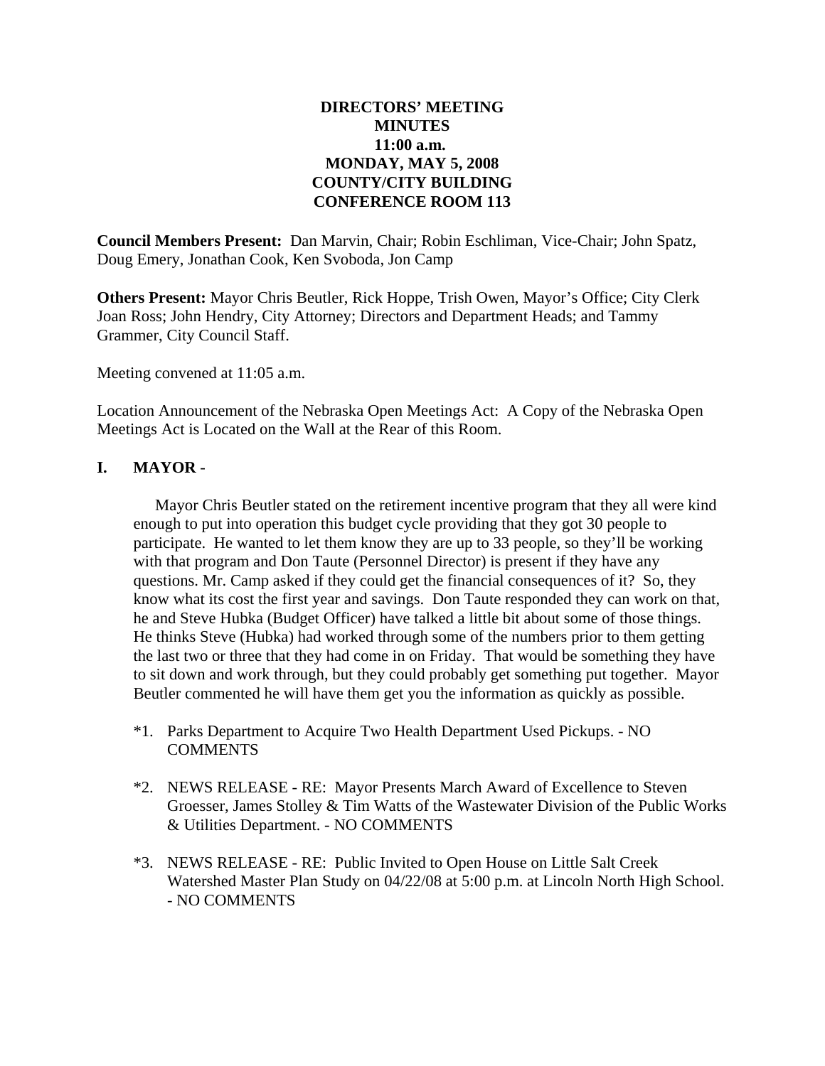**DIRECTORS' MEETING**
**MINUTES**
**11:00 a.m.**
**MONDAY, MAY 5, 2008**
**COUNTY/CITY BUILDING**
**CONFERENCE ROOM 113**

**Council Members Present:** Dan Marvin, Chair; Robin Eschliman, Vice-Chair; John Spatz, Doug Emery, Jonathan Cook, Ken Svoboda, Jon Camp

**Others Present:** Mayor Chris Beutler, Rick Hoppe, Trish Owen, Mayor's Office; City Clerk Joan Ross; John Hendry, City Attorney; Directors and Department Heads; and Tammy Grammer, City Council Staff.

Meeting convened at 11:05 a.m.

Location Announcement of the Nebraska Open Meetings Act: A Copy of the Nebraska Open Meetings Act is Located on the Wall at the Rear of this Room.

## I. MAYOR -

Mayor Chris Beutler stated on the retirement incentive program that they all were kind enough to put into operation this budget cycle providing that they got 30 people to participate. He wanted to let them know they are up to 33 people, so they'll be working with that program and Don Taute (Personnel Director) is present if they have any questions. Mr. Camp asked if they could get the financial consequences of it? So, they know what its cost the first year and savings. Don Taute responded they can work on that, he and Steve Hubka (Budget Officer) have talked a little bit about some of those things. He thinks Steve (Hubka) had worked through some of the numbers prior to them getting the last two or three that they had come in on Friday. That would be something they have to sit down and work through, but they could probably get something put together. Mayor Beutler commented he will have them get you the information as quickly as possible.

*1. Parks Department to Acquire Two Health Department Used Pickups. - NO COMMENTS

*2. NEWS RELEASE - RE: Mayor Presents March Award of Excellence to Steven Groesser, James Stolley & Tim Watts of the Wastewater Division of the Public Works & Utilities Department. - NO COMMENTS

*3. NEWS RELEASE - RE: Public Invited to Open House on Little Salt Creek Watershed Master Plan Study on 04/22/08 at 5:00 p.m. at Lincoln North High School. - NO COMMENTS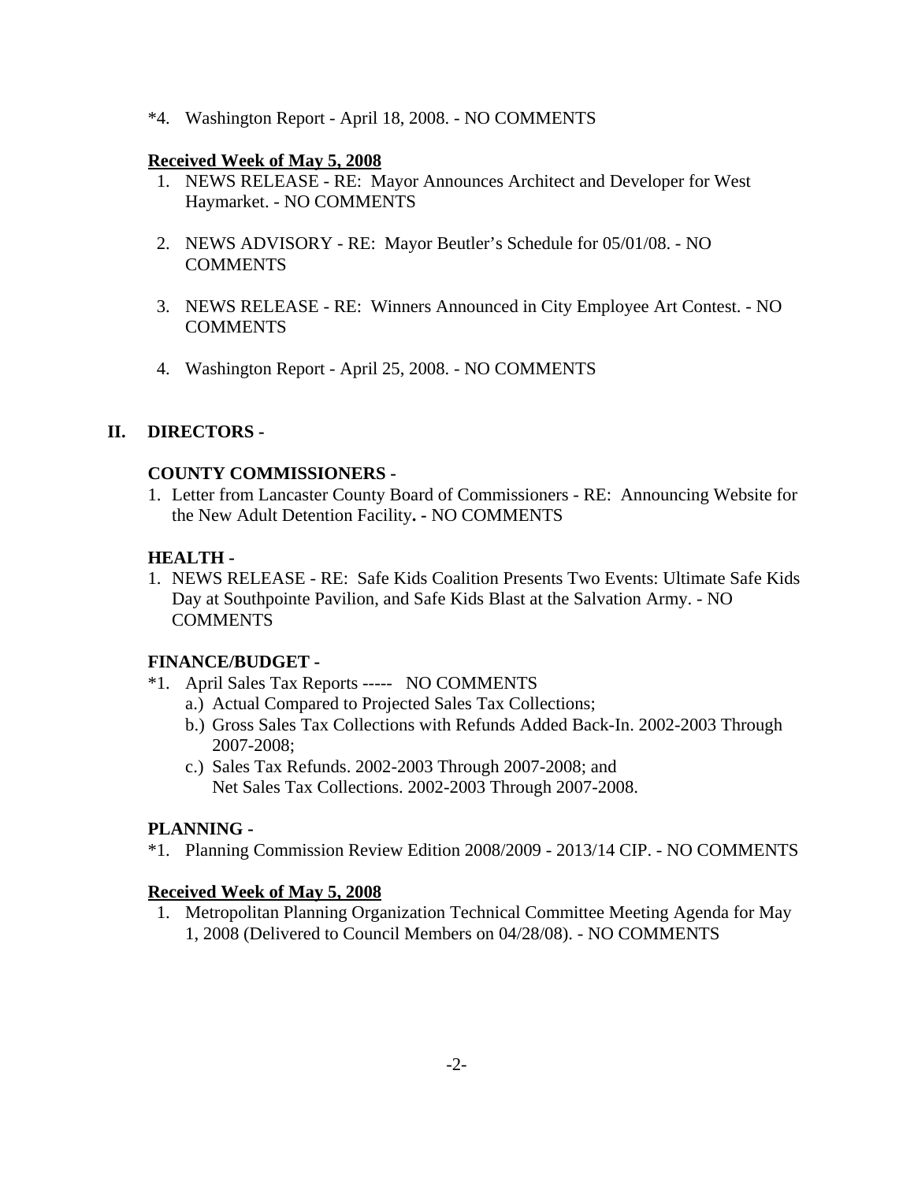*4. Washington Report - April 18, 2008. - NO COMMENTS

**Received Week of May 5, 2008**

1. NEWS RELEASE - RE: Mayor Announces Architect and Developer for West Haymarket. - NO COMMENTS

2. NEWS ADVISORY - RE: Mayor Beutler's Schedule for 05/01/08. - NO COMMENTS

3. NEWS RELEASE - RE: Winners Announced in City Employee Art Contest. - NO COMMENTS

4. Washington Report - April 25, 2008. - NO COMMENTS

## II. DIRECTORS -

**COUNTY COMMISSIONERS -**

1. Letter from Lancaster County Board of Commissioners - RE: Announcing Website for the New Adult Detention Facility**. -** NO COMMENTS

**HEALTH -**

1. NEWS RELEASE - RE: Safe Kids Coalition Presents Two Events: Ultimate Safe Kids Day at Southpointe Pavilion, and Safe Kids Blast at the Salvation Army. - NO COMMENTS

**FINANCE/BUDGET -**

*1. April Sales Tax Reports ----- NO COMMENTS
   a.) Actual Compared to Projected Sales Tax Collections;
   b.) Gross Sales Tax Collections with Refunds Added Back-In. 2002-2003 Through 2007-2008;
   c.) Sales Tax Refunds. 2002-2003 Through 2007-2008; and
   Net Sales Tax Collections. 2002-2003 Through 2007-2008.

**PLANNING -**

*1. Planning Commission Review Edition 2008/2009 - 2013/14 CIP. - NO COMMENTS

**Received Week of May 5, 2008**

1. Metropolitan Planning Organization Technical Committee Meeting Agenda for May 1, 2008 (Delivered to Council Members on 04/28/08). - NO COMMENTS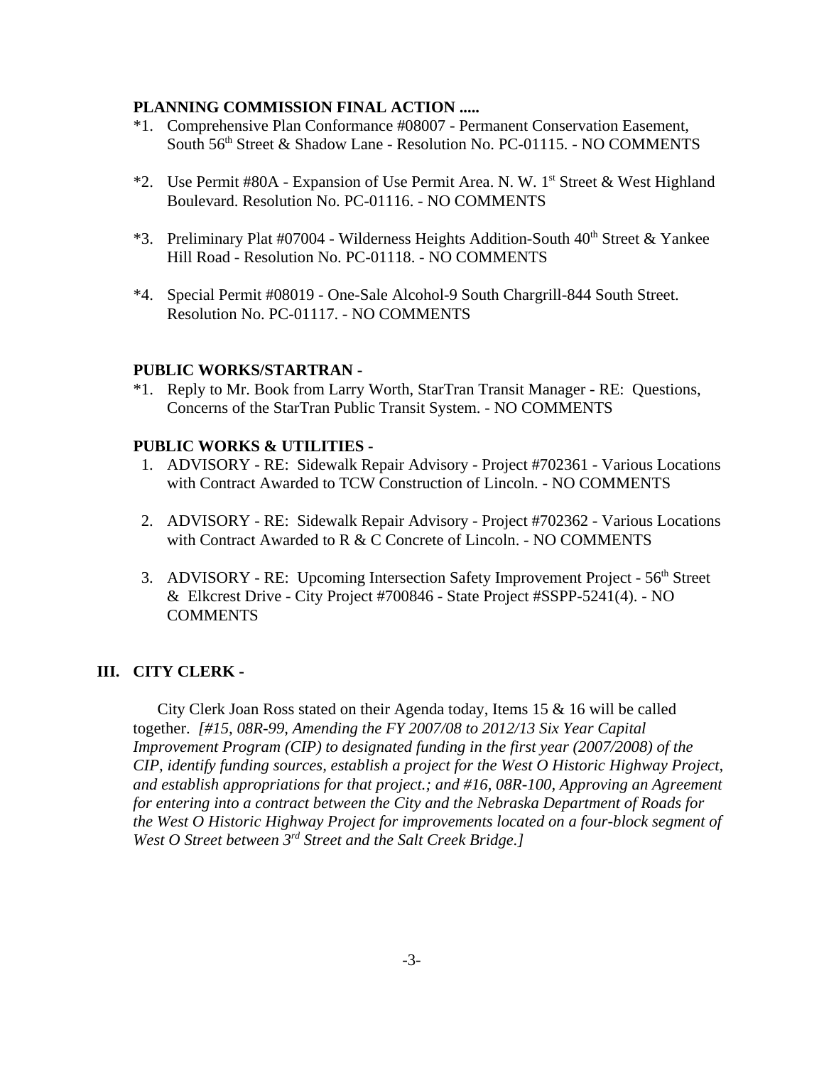**PLANNING COMMISSION FINAL ACTION .....**

*1. Comprehensive Plan Conformance #08007 - Permanent Conservation Easement, South 56th Street & Shadow Lane - Resolution No. PC-01115. - NO COMMENTS

*2. Use Permit #80A - Expansion of Use Permit Area. N. W. 1st Street & West Highland Boulevard. Resolution No. PC-01116. - NO COMMENTS

*3. Preliminary Plat #07004 - Wilderness Heights Addition-South 40th Street & Yankee Hill Road - Resolution No. PC-01118. - NO COMMENTS

*4. Special Permit #08019 - One-Sale Alcohol-9 South Chargrill-844 South Street. Resolution No. PC-01117. - NO COMMENTS

**PUBLIC WORKS/STARTRAN -**

*1. Reply to Mr. Book from Larry Worth, StarTran Transit Manager - RE: Questions, Concerns of the StarTran Public Transit System. - NO COMMENTS

**PUBLIC WORKS & UTILITIES -**

1. ADVISORY - RE: Sidewalk Repair Advisory - Project #702361 - Various Locations with Contract Awarded to TCW Construction of Lincoln. - NO COMMENTS

2. ADVISORY - RE: Sidewalk Repair Advisory - Project #702362 - Various Locations with Contract Awarded to R & C Concrete of Lincoln. - NO COMMENTS

3. ADVISORY - RE: Upcoming Intersection Safety Improvement Project - 56th Street & Elkcrest Drive - City Project #700846 - State Project #SSPP-5241(4). - NO COMMENTS

## III. CITY CLERK -

City Clerk Joan Ross stated on their Agenda today, Items 15 & 16 will be called together. *[#15, 08R-99, Amending the FY 2007/08 to 2012/13 Six Year Capital Improvement Program (CIP) to designated funding in the first year (2007/2008) of the CIP, identify funding sources, establish a project for the West O Historic Highway Project, and establish appropriations for that project.; and #16, 08R-100, Approving an Agreement for entering into a contract between the City and the Nebraska Department of Roads for the West O Historic Highway Project for improvements located on a four-block segment of West O Street between 3rd Street and the Salt Creek Bridge.]*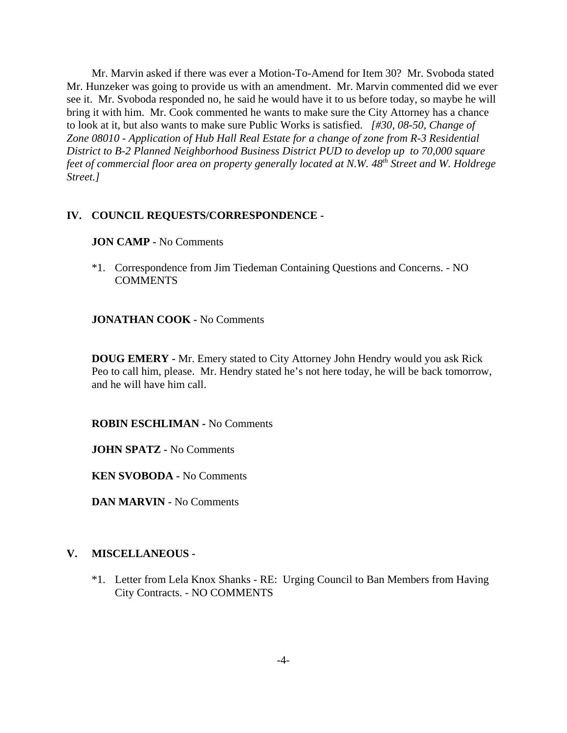Mr. Marvin asked if there was ever a Motion-To-Amend for Item 30? Mr. Svoboda stated Mr. Hunzeker was going to provide us with an amendment. Mr. Marvin commented did we ever see it. Mr. Svoboda responded no, he said he would have it to us before today, so maybe he will bring it with him. Mr. Cook commented he wants to make sure the City Attorney has a chance to look at it, but also wants to make sure Public Works is satisfied. *[#30, 08-50, Change of Zone 08010 - Application of Hub Hall Real Estate for a change of zone from R-3 Residential District to B-2 Planned Neighborhood Business District PUD to develop up to 70,000 square feet of commercial floor area on property generally located at N.W. 48th Street and W. Holdrege Street.]*

## IV. COUNCIL REQUESTS/CORRESPONDENCE -

**JON CAMP -** No Comments

*1. Correspondence from Jim Tiedeman Containing Questions and Concerns. - NO COMMENTS

**JONATHAN COOK -** No Comments

**DOUG EMERY -** Mr. Emery stated to City Attorney John Hendry would you ask Rick Peo to call him, please. Mr. Hendry stated he's not here today, he will be back tomorrow, and he will have him call.

**ROBIN ESCHLIMAN -** No Comments

**JOHN SPATZ -** No Comments

**KEN SVOBODA -** No Comments

**DAN MARVIN -** No Comments

## V. MISCELLANEOUS -

*1. Letter from Lela Knox Shanks - RE: Urging Council to Ban Members from Having City Contracts. - NO COMMENTS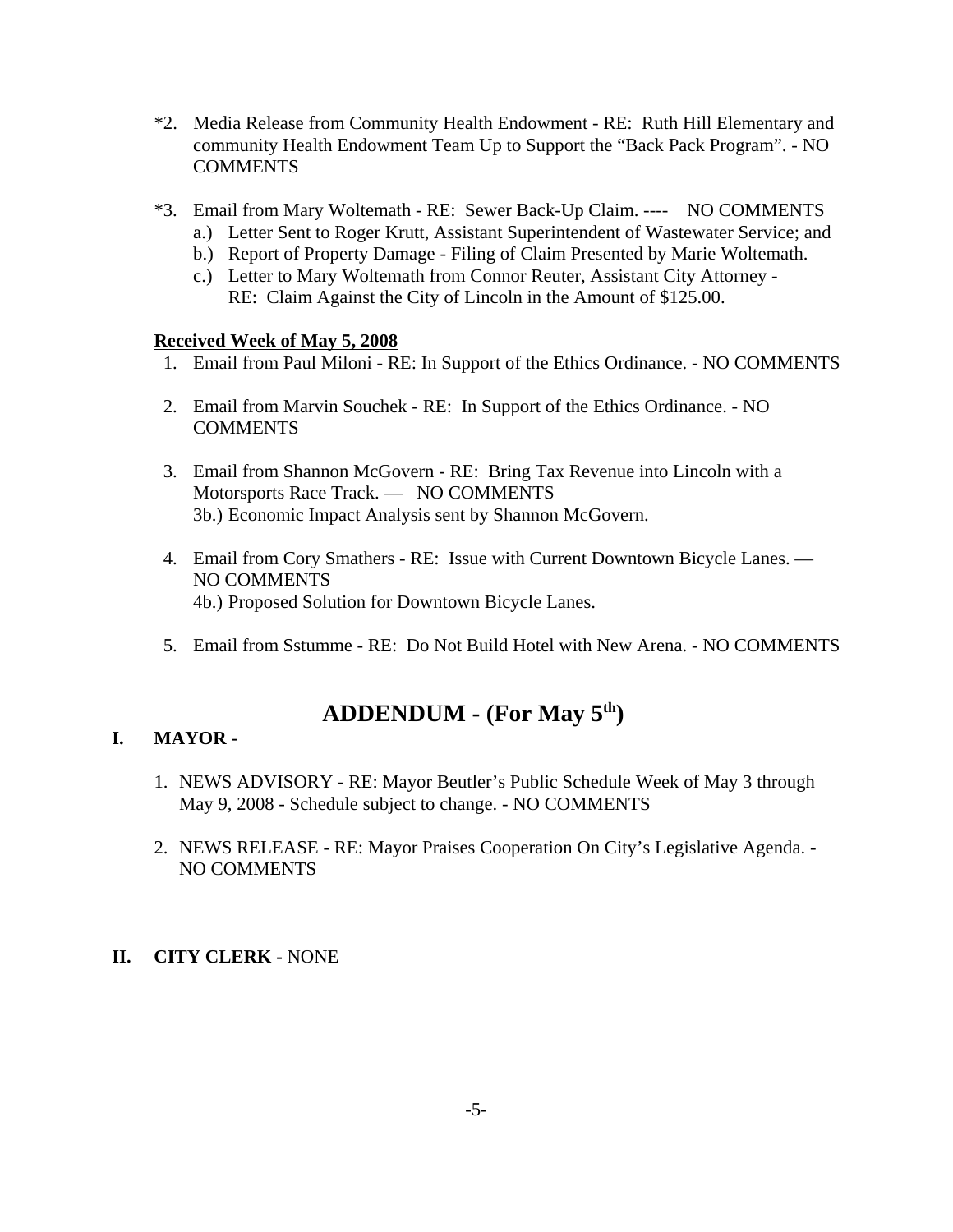*2. Media Release from Community Health Endowment - RE: Ruth Hill Elementary and community Health Endowment Team Up to Support the “Back Pack Program”. - NO COMMENTS

*3. Email from Mary Woltemath - RE: Sewer Back-Up Claim. ---- NO COMMENTS
   a.) Letter Sent to Roger Krutt, Assistant Superintendent of Wastewater Service; and
   b.) Report of Property Damage - Filing of Claim Presented by Marie Woltemath.
   c.) Letter to Mary Woltemath from Connor Reuter, Assistant City Attorney - RE: Claim Against the City of Lincoln in the Amount of $125.00.

**Received Week of May 5, 2008**

1. Email from Paul Miloni - RE: In Support of the Ethics Ordinance. - NO COMMENTS

2. Email from Marvin Souchek - RE: In Support of the Ethics Ordinance. - NO COMMENTS

3. Email from Shannon McGovern - RE: Bring Tax Revenue into Lincoln with a Motorsports Race Track. — NO COMMENTS
   3b.) Economic Impact Analysis sent by Shannon McGovern.

4. Email from Cory Smathers - RE: Issue with Current Downtown Bicycle Lanes. — NO COMMENTS
   4b.) Proposed Solution for Downtown Bicycle Lanes.

5. Email from Sstumme - RE: Do Not Build Hotel with New Arena. - NO COMMENTS

# ADDENDUM - (For May 5th)

**I. MAYOR -**

1. NEWS ADVISORY - RE: Mayor Beutler’s Public Schedule Week of May 3 through May 9, 2008 - Schedule subject to change. - NO COMMENTS

2. NEWS RELEASE - RE: Mayor Praises Cooperation On City’s Legislative Agenda. - NO COMMENTS

**II. CITY CLERK -** NONE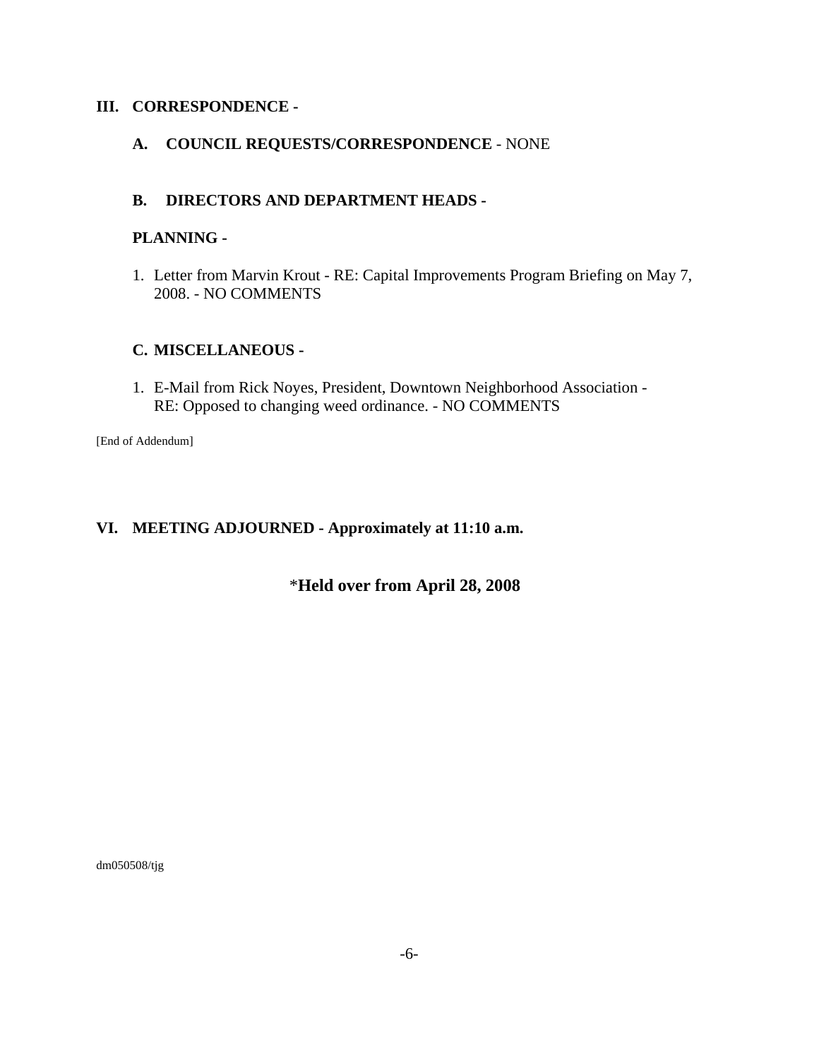## III. CORRESPONDENCE -

### A. COUNCIL REQUESTS/CORRESPONDENCE - NONE

### B. DIRECTORS AND DEPARTMENT HEADS -

### PLANNING -

1. Letter from Marvin Krout - RE: Capital Improvements Program Briefing on May 7, 2008. - NO COMMENTS

### C. MISCELLANEOUS -

1. E-Mail from Rick Noyes, President, Downtown Neighborhood Association - RE: Opposed to changing weed ordinance. - NO COMMENTS

[End of Addendum]

## VI. MEETING ADJOURNED - Approximately at 11:10 a.m.

**\*Held over from April 28, 2008**

dm050508/tjg